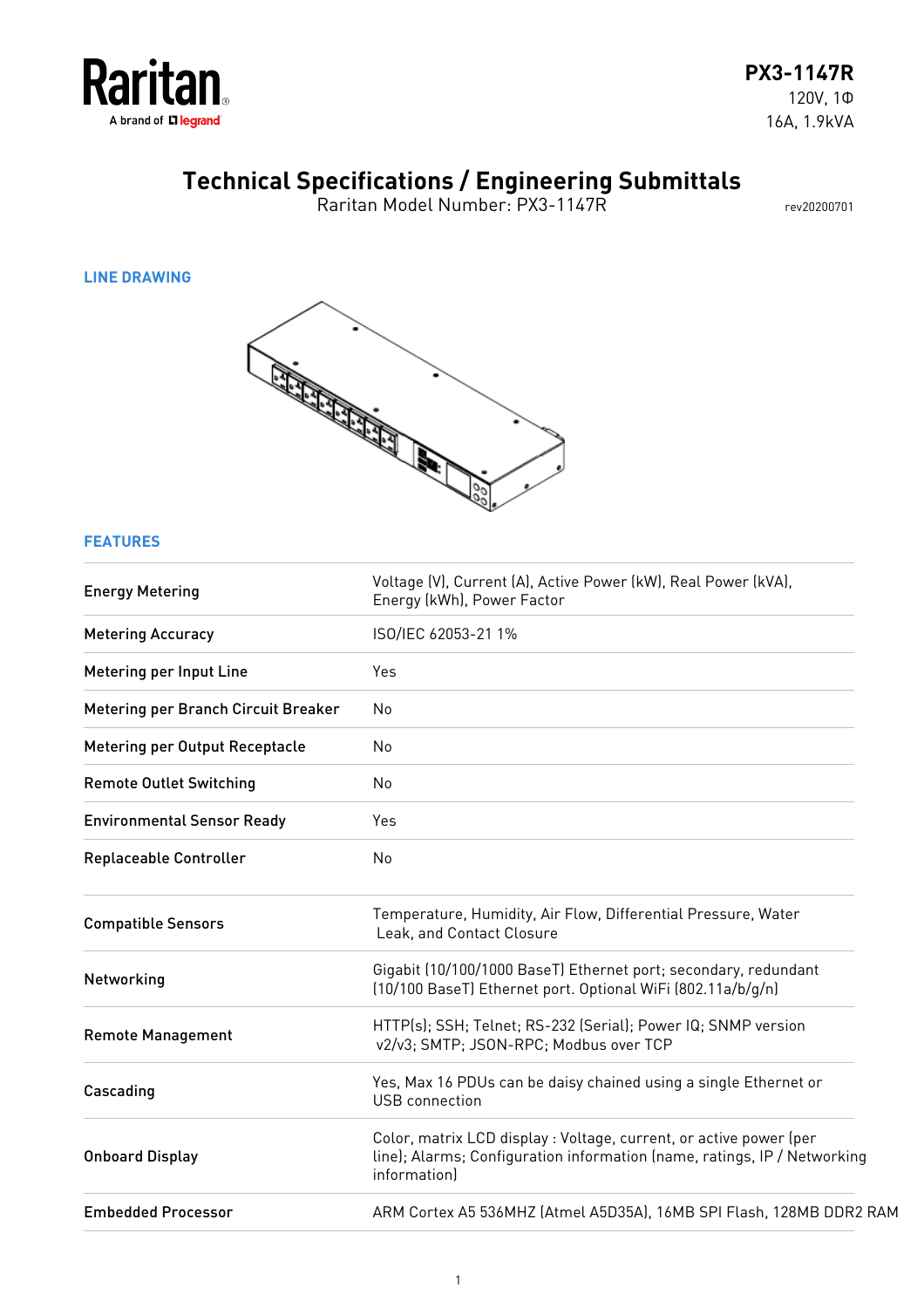Raritan
A brand of legrand

**PX3-1147R**
120V, 1Φ
16A, 1.9kVA

# Technical Specifications / Engineering Submittals

Raritan Model Number: PX3-1147R

rev20200701

## LINE DRAWING

## FEATURES

| | |
|---|---|
| **Energy Metering** | Voltage (V), Current (A), Active Power (kW), Real Power (kVA), Energy (kWh), Power Factor |
| **Metering Accuracy** | ISO/IEC 62053-21 1% |
| **Metering per Input Line** | Yes |
| **Metering per Branch Circuit Breaker** | No |
| **Metering per Output Receptacle** | No |
| **Remote Outlet Switching** | No |
| **Environmental Sensor Ready** | Yes |
| **Replaceable Controller** | No |
| **Compatible Sensors** | Temperature, Humidity, Air Flow, Differential Pressure, Water Leak, and Contact Closure |
| **Networking** | Gigabit (10/100/1000 BaseT) Ethernet port; secondary, redundant (10/100 BaseT) Ethernet port. Optional WiFi (802.11a/b/g/n) |
| **Remote Management** | HTTP(s); SSH; Telnet; RS-232 (Serial); Power IQ; SNMP version v2/v3; SMTP; JSON-RPC; Modbus over TCP |
| **Cascading** | Yes, Max 16 PDUs can be daisy chained using a single Ethernet or USB connection |
| **Onboard Display** | Color, matrix LCD display : Voltage, current, or active power (per line); Alarms; Configuration information (name, ratings, IP / Networking information) |
| **Embedded Processor** | ARM Cortex A5 536MHZ (Atmel A5D35A), 16MB SPI Flash, 128MB DDR2 RAM |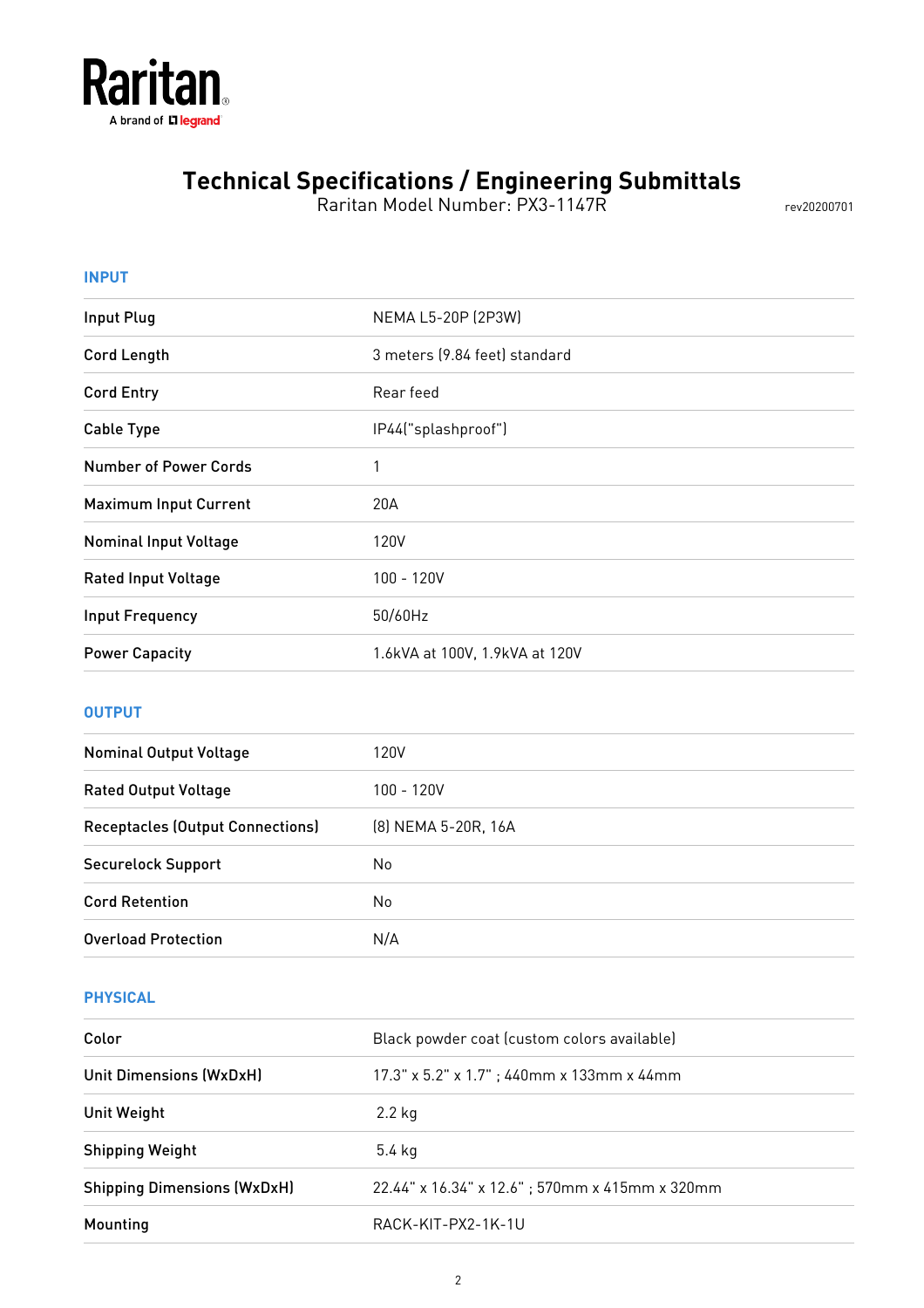# Technical Specifications / Engineering Submittals

Raritan Model Number: PX3-1147R

rev20200701

## INPUT

| | |
|---|---|
| Input Plug | NEMA L5-20P (2P3W) |
| Cord Length | 3 meters (9.84 feet) standard |
| Cord Entry | Rear feed |
| Cable Type | IP44("splashproof") |
| Number of Power Cords | 1 |
| Maximum Input Current | 20A |
| Nominal Input Voltage | 120V |
| Rated Input Voltage | 100 - 120V |
| Input Frequency | 50/60Hz |
| Power Capacity | 1.6kVA at 100V, 1.9kVA at 120V |

## OUTPUT

| | |
|---|---|
| Nominal Output Voltage | 120V |
| Rated Output Voltage | 100 - 120V |
| Receptacles (Output Connections) | (8) NEMA 5-20R, 16A |
| Securelock Support | No |
| Cord Retention | No |
| Overload Protection | N/A |

## PHYSICAL

| | |
|---|---|
| Color | Black powder coat (custom colors available) |
| Unit Dimensions (WxDxH) | 17.3" x 5.2" x 1.7" ; 440mm x 133mm x 44mm |
| Unit Weight | 2.2 kg |
| Shipping Weight | 5.4 kg |
| Shipping Dimensions (WxDxH) | 22.44" x 16.34" x 12.6" ; 570mm x 415mm x 320mm |
| Mounting | RACK-KIT-PX2-1K-1U |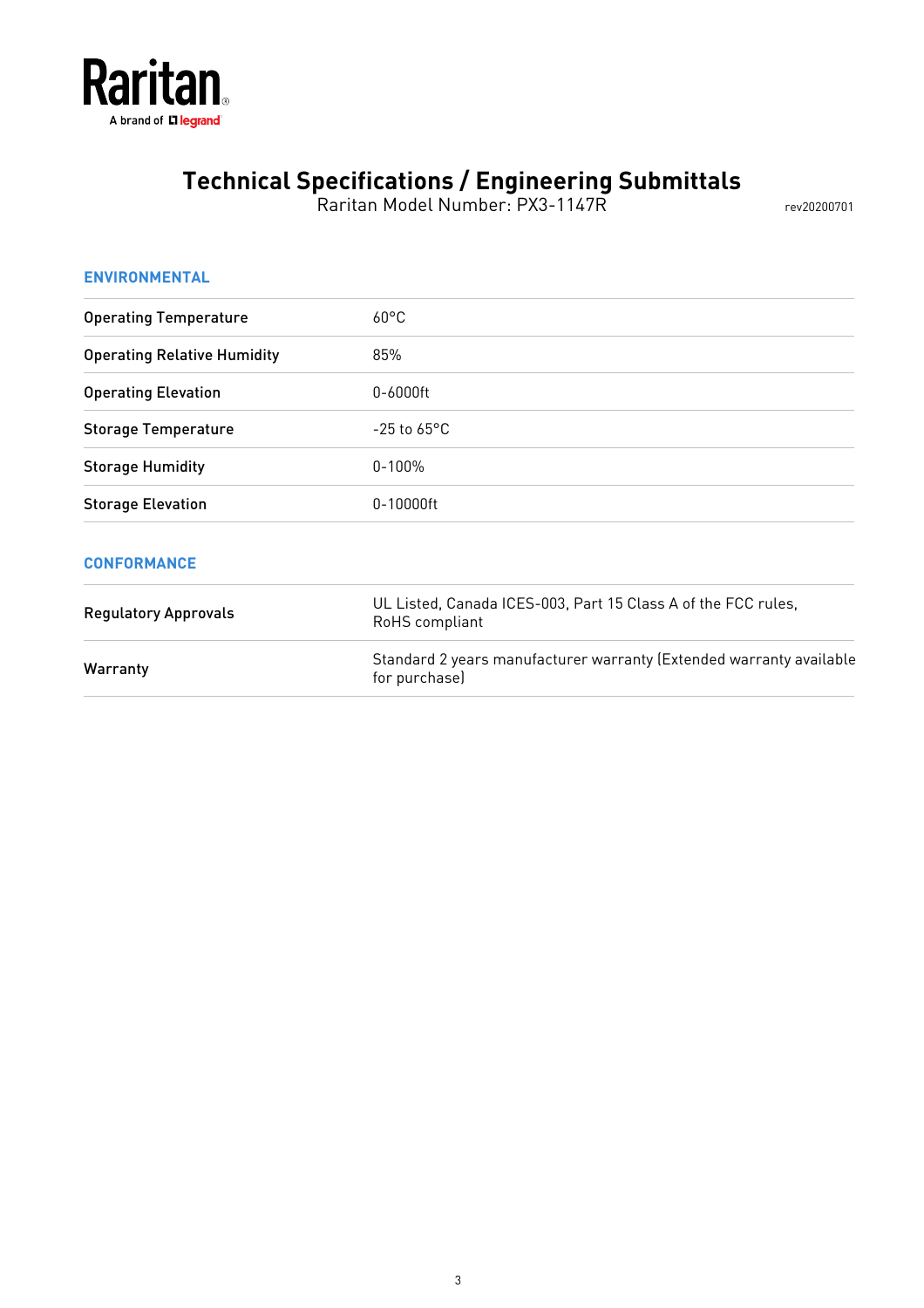# Technical Specifications / Engineering Submittals

Raritan Model Number: PX3-1147R

rev20200701

## ENVIRONMENTAL

| | |
|---|---|
| Operating Temperature | 60°C |
| Operating Relative Humidity | 85% |
| Operating Elevation | 0-6000ft |
| Storage Temperature | -25 to 65°C |
| Storage Humidity | 0-100% |
| Storage Elevation | 0-10000ft |

## CONFORMANCE

| | |
|---|---|
| Regulatory Approvals | UL Listed, Canada ICES-003, Part 15 Class A of the FCC rules, RoHS compliant |
| Warranty | Standard 2 years manufacturer warranty (Extended warranty available for purchase) |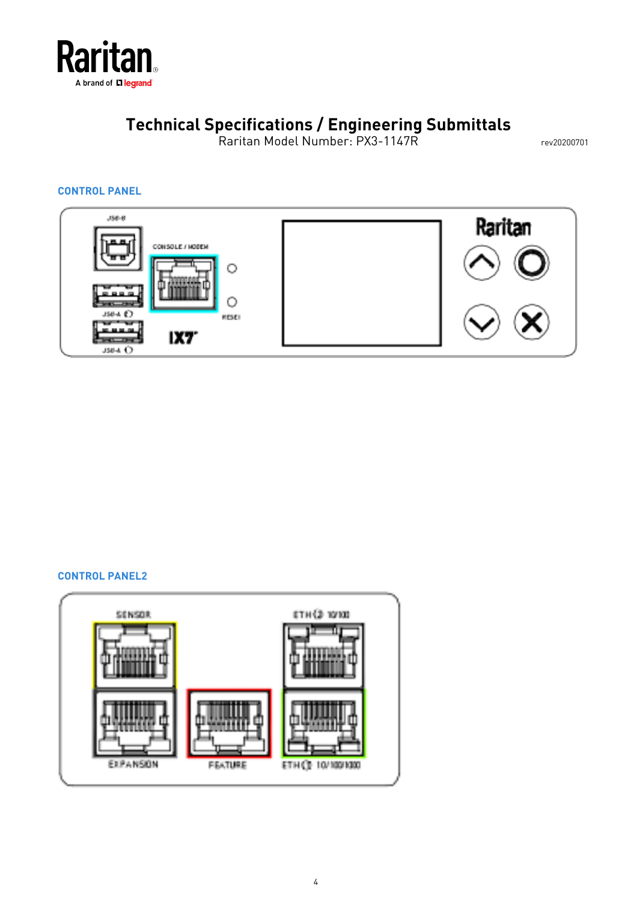# Technical Specifications / Engineering Submittals

Raritan Model Number: PX3-1147R

rev20200701

## CONTROL PANEL

## CONTROL PANEL2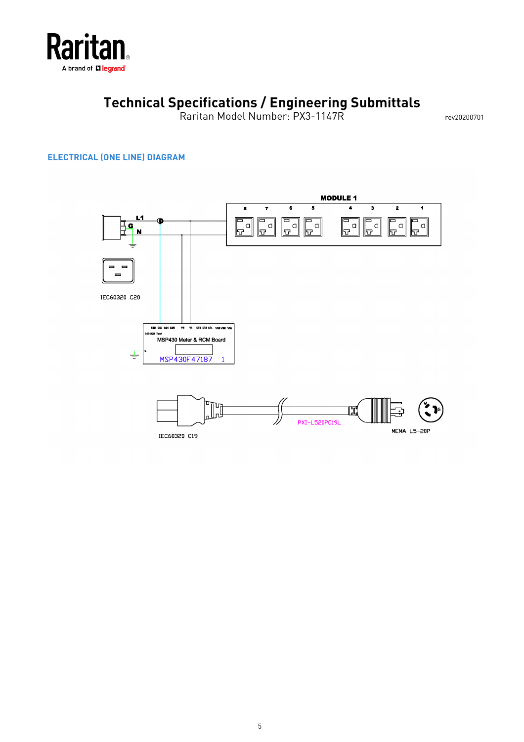# Technical Specifications / Engineering Submittals

Raritan Model Number: PX3-1147R

rev20200701

## ELECTRICAL (ONE LINE) DIAGRAM

MODULE 1

8 7 6 5 4 3 2 1

L1

G

N

IEC60320 C20

MSP430 Meter & RCM Board

MSP430F47187 1

PXI-L520PC19L

IEC60320 C19

MEMA L5-20P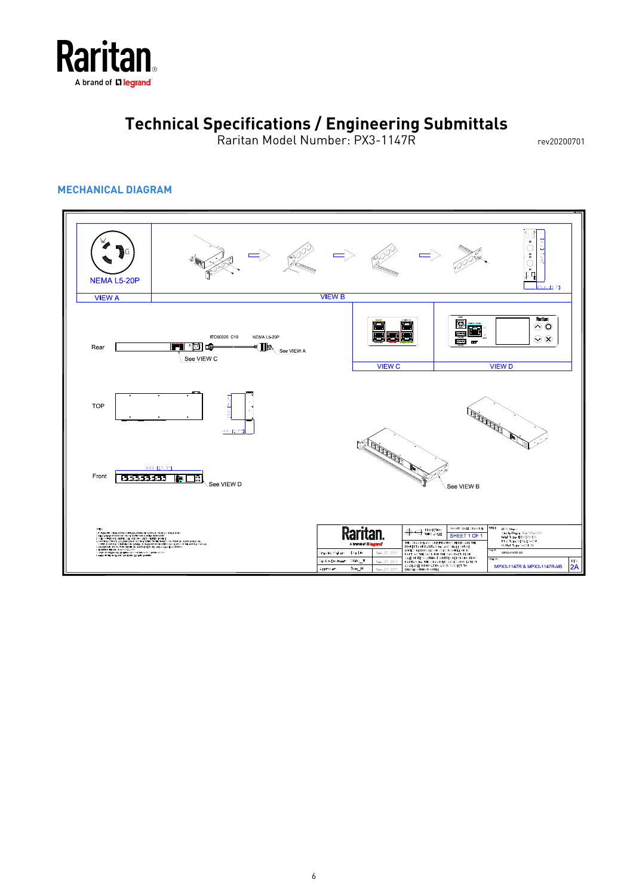Raritan
A brand of legrand

# Technical Specifications / Engineering Submittals

Raritan Model Number: PX3-1147R

rev20200701

## MECHANICAL DIAGRAM

NEMA L5-20P

VIEW A

VIEW B

Rear

IEC60320 C19

NEMA L5-20P

See VIEW A

See VIEW C

VIEW C

VIEW D

TOP

44 [1.73]

Front

440 [17.32]

See VIEW D

See VIEW B

SHEET 1 OF 1

MPX3-1147R & MPX3-1147R-M5

2A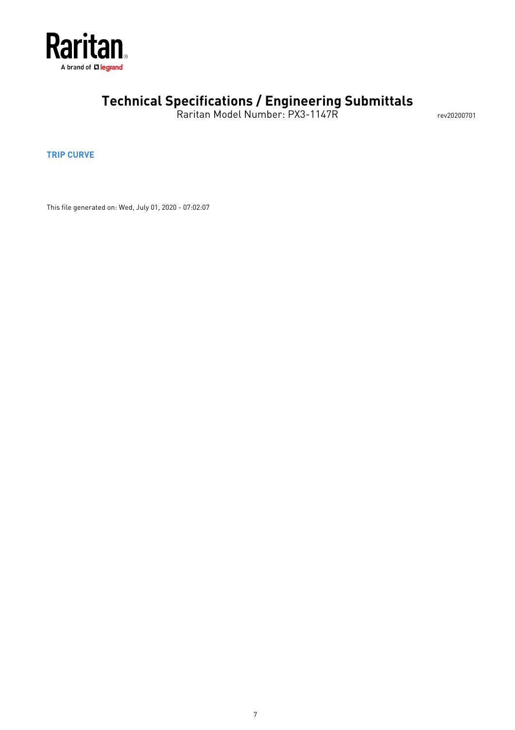# Technical Specifications / Engineering Submittals

Raritan Model Number: PX3-1147R

rev20200701

## TRIP CURVE

This file generated on: Wed, July 01, 2020 - 07:02:07